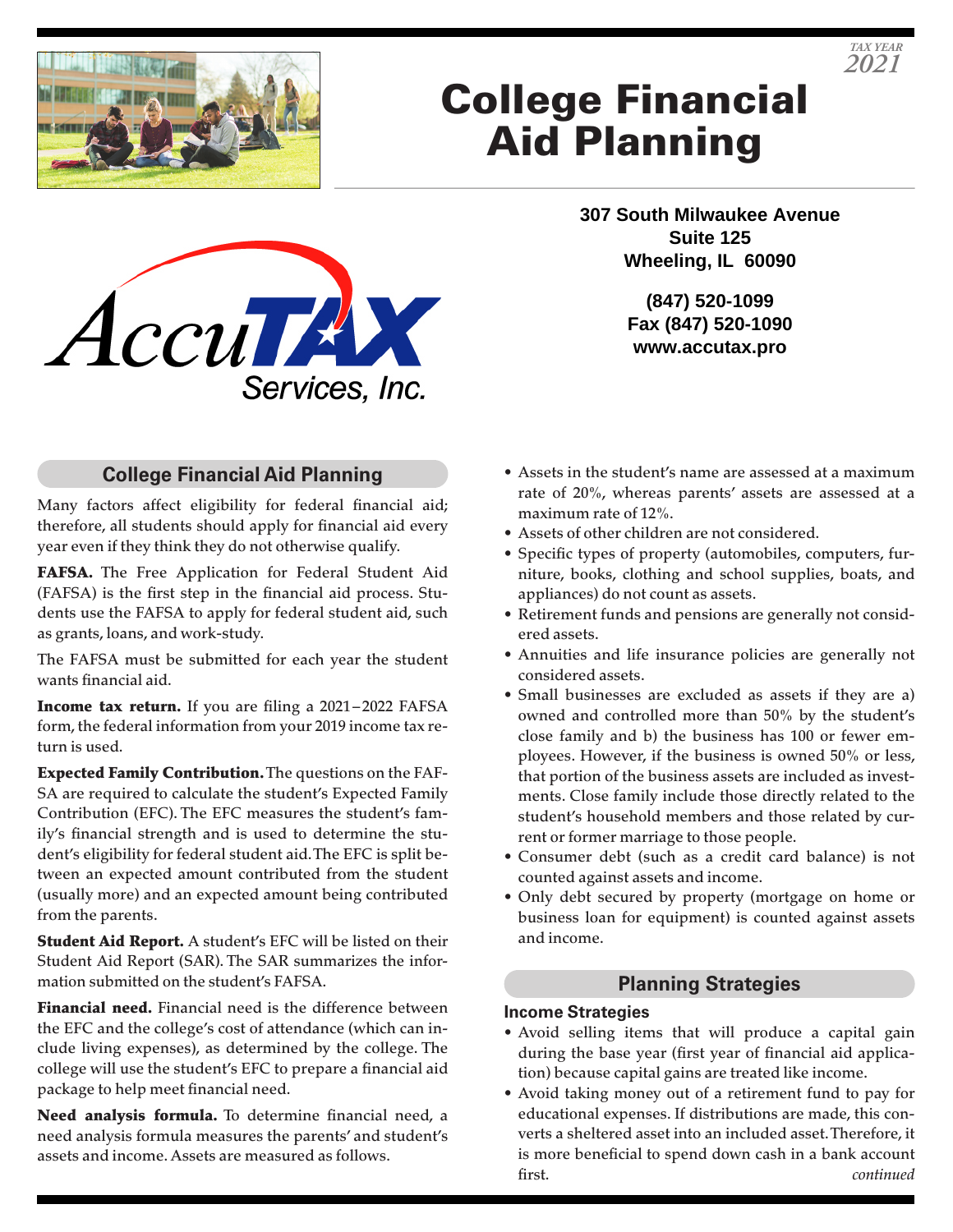TAX YEAR 2021

# College Financial Aid Planning

AccuTAX Services, Inc.

**307 South Milwaukee Avenue**
**Suite 125**
**Wheeling, IL 60090**

**(847) 520-1099**
**Fax (847) 520-1090**
**www.accutax.pro**

## College Financial Aid Planning

Many factors affect eligibility for federal financial aid; therefore, all students should apply for financial aid every year even if they think they do not otherwise qualify.

**FAFSA.** The Free Application for Federal Student Aid (FAFSA) is the first step in the financial aid process. Students use the FAFSA to apply for federal student aid, such as grants, loans, and work-study.

The FAFSA must be submitted for each year the student wants financial aid.

**Income tax return.** If you are filing a 2021–2022 FAFSA form, the federal information from your 2019 income tax return is used.

**Expected Family Contribution.** The questions on the FAFSA are required to calculate the student's Expected Family Contribution (EFC). The EFC measures the student's family's financial strength and is used to determine the student's eligibility for federal student aid. The EFC is split between an expected amount contributed from the student (usually more) and an expected amount being contributed from the parents.

**Student Aid Report.** A student's EFC will be listed on their Student Aid Report (SAR). The SAR summarizes the information submitted on the student's FAFSA.

**Financial need.** Financial need is the difference between the EFC and the college's cost of attendance (which can include living expenses), as determined by the college. The college will use the student's EFC to prepare a financial aid package to help meet financial need.

**Need analysis formula.** To determine financial need, a need analysis formula measures the parents' and student's assets and income. Assets are measured as follows.

- Assets in the student's name are assessed at a maximum rate of 20%, whereas parents' assets are assessed at a maximum rate of 12%.
- Assets of other children are not considered.
- Specific types of property (automobiles, computers, furniture, books, clothing and school supplies, boats, and appliances) do not count as assets.
- Retirement funds and pensions are generally not considered assets.
- Annuities and life insurance policies are generally not considered assets.
- Small businesses are excluded as assets if they are a) owned and controlled more than 50% by the student's close family and b) the business has 100 or fewer employees. However, if the business is owned 50% or less, that portion of the business assets are included as investments. Close family include those directly related to the student's household members and those related by current or former marriage to those people.
- Consumer debt (such as a credit card balance) is not counted against assets and income.
- Only debt secured by property (mortgage on home or business loan for equipment) is counted against assets and income.

## Planning Strategies

### Income Strategies

- Avoid selling items that will produce a capital gain during the base year (first year of financial aid application) because capital gains are treated like income.
- Avoid taking money out of a retirement fund to pay for educational expenses. If distributions are made, this converts a sheltered asset into an included asset. Therefore, it is more beneficial to spend down cash in a bank account first.

*continued*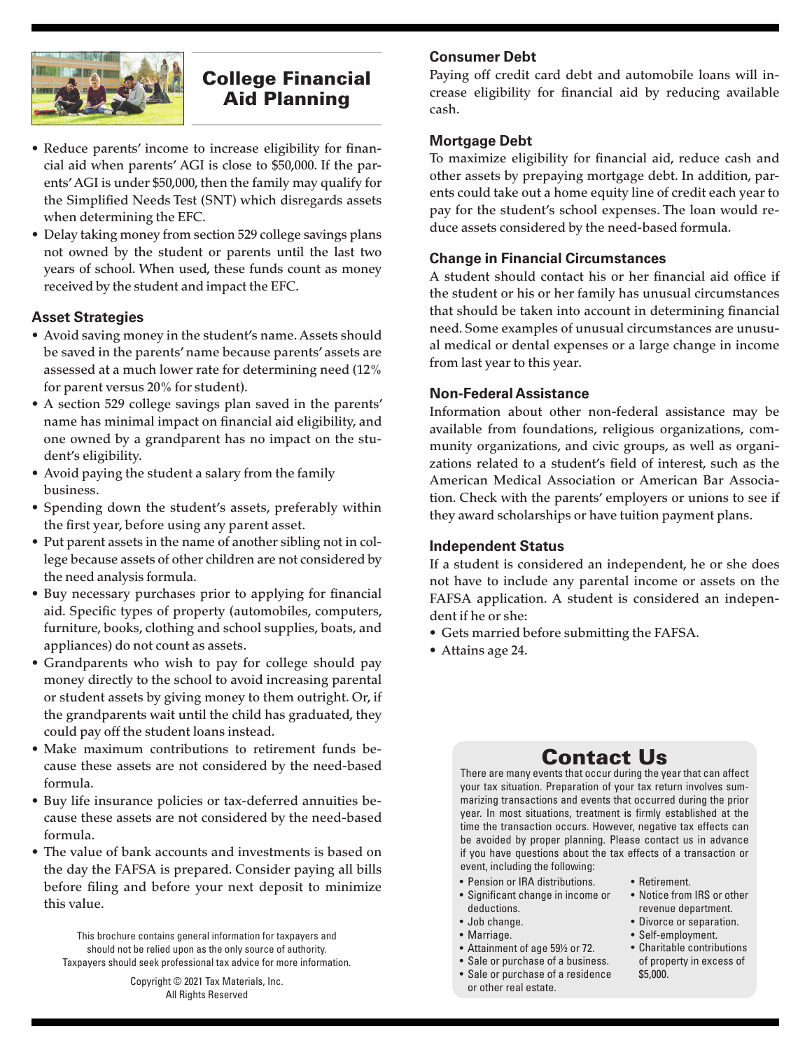## College Financial Aid Planning

- Reduce parents' income to increase eligibility for financial aid when parents' AGI is close to $50,000. If the parents' AGI is under $50,000, then the family may qualify for the Simplified Needs Test (SNT) which disregards assets when determining the EFC.
- Delay taking money from section 529 college savings plans not owned by the student or parents until the last two years of school. When used, these funds count as money received by the student and impact the EFC.

### Asset Strategies

- Avoid saving money in the student's name. Assets should be saved in the parents' name because parents' assets are assessed at a much lower rate for determining need (12% for parent versus 20% for student).
- A section 529 college savings plan saved in the parents' name has minimal impact on financial aid eligibility, and one owned by a grandparent has no impact on the student's eligibility.
- Avoid paying the student a salary from the family business.
- Spending down the student's assets, preferably within the first year, before using any parent asset.
- Put parent assets in the name of another sibling not in college because assets of other children are not considered by the need analysis formula.
- Buy necessary purchases prior to applying for financial aid. Specific types of property (automobiles, computers, furniture, books, clothing and school supplies, boats, and appliances) do not count as assets.
- Grandparents who wish to pay for college should pay money directly to the school to avoid increasing parental or student assets by giving money to them outright. Or, if the grandparents wait until the child has graduated, they could pay off the student loans instead.
- Make maximum contributions to retirement funds because these assets are not considered by the need-based formula.
- Buy life insurance policies or tax-deferred annuities because these assets are not considered by the need-based formula.
- The value of bank accounts and investments is based on the day the FAFSA is prepared. Consider paying all bills before filing and before your next deposit to minimize this value.

This brochure contains general information for taxpayers and should not be relied upon as the only source of authority. Taxpayers should seek professional tax advice for more information.

Copyright © 2021 Tax Materials, Inc.
All Rights Reserved

### Consumer Debt

Paying off credit card debt and automobile loans will increase eligibility for financial aid by reducing available cash.

### Mortgage Debt

To maximize eligibility for financial aid, reduce cash and other assets by prepaying mortgage debt. In addition, parents could take out a home equity line of credit each year to pay for the student's school expenses. The loan would reduce assets considered by the need-based formula.

### Change in Financial Circumstances

A student should contact his or her financial aid office if the student or his or her family has unusual circumstances that should be taken into account in determining financial need. Some examples of unusual circumstances are unusual medical or dental expenses or a large change in income from last year to this year.

### Non-Federal Assistance

Information about other non-federal assistance may be available from foundations, religious organizations, community organizations, and civic groups, as well as organizations related to a student's field of interest, such as the American Medical Association or American Bar Association. Check with the parents' employers or unions to see if they award scholarships or have tuition payment plans.

### Independent Status

If a student is considered an independent, he or she does not have to include any parental income or assets on the FAFSA application. A student is considered an independent if he or she:

- Gets married before submitting the FAFSA.
- Attains age 24.

## Contact Us

There are many events that occur during the year that can affect your tax situation. Preparation of your tax return involves summarizing transactions and events that occurred during the prior year. In most situations, treatment is firmly established at the time the transaction occurs. However, negative tax effects can be avoided by proper planning. Please contact us in advance if you have questions about the tax effects of a transaction or event, including the following:

- Pension or IRA distributions.
- Significant change in income or deductions.
- Job change.
- Marriage.
- Attainment of age 59½ or 72.
- Sale or purchase of a business.
- Sale or purchase of a residence or other real estate.
- Retirement.
- Notice from IRS or other revenue department.
- Divorce or separation.
- Self-employment.
- Charitable contributions of property in excess of $5,000.